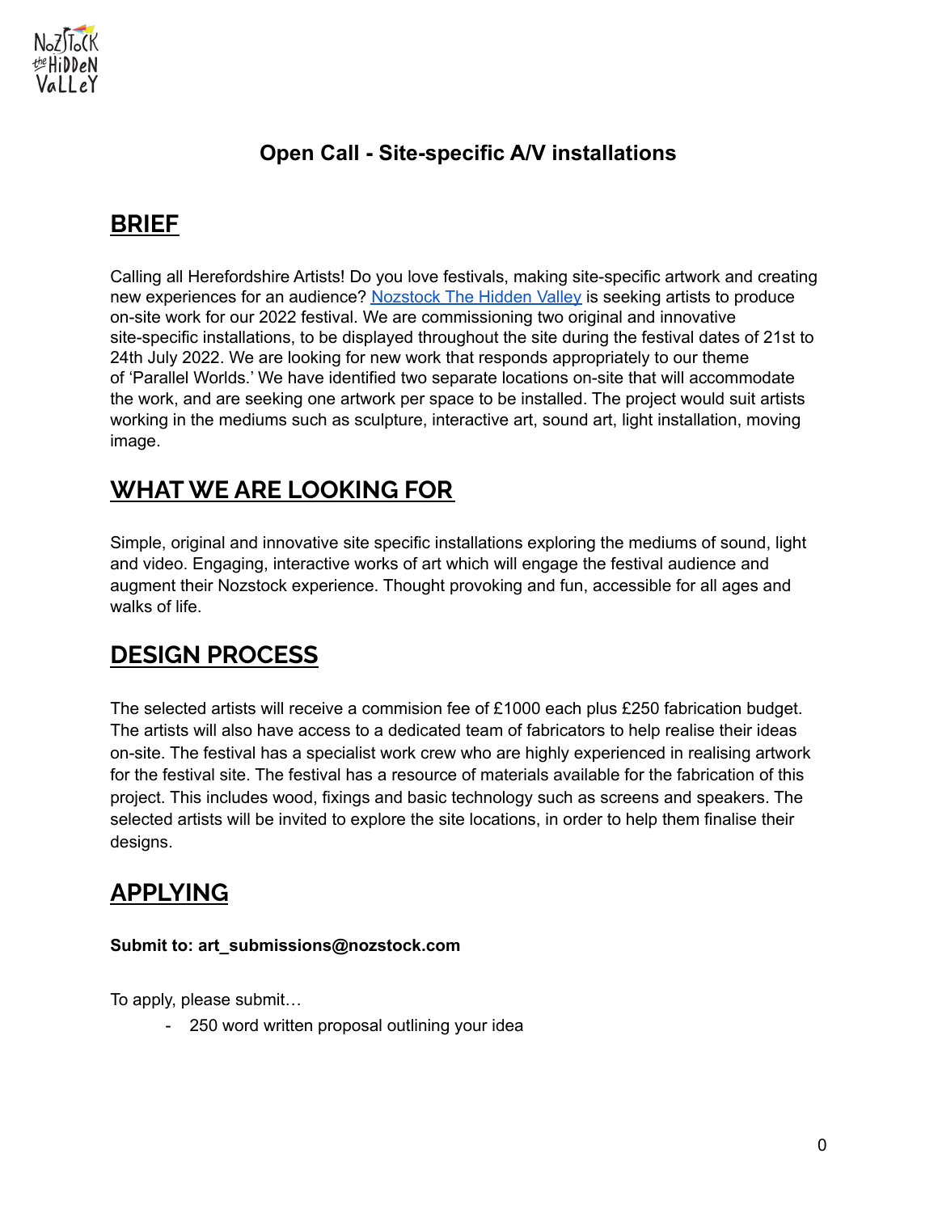# Open Call - Site-specific A/V installations

## BRIEF

Calling all Herefordshire Artists! Do you love festivals, making site-specific artwork and creating new experiences for an audience? [Nozstock The Hidden Valley]() is seeking artists to produce on-site work for our 2022 festival. We are commissioning two original and innovative site-specific installations, to be displayed throughout the site during the festival dates of 21st to 24th July 2022. We are looking for new work that responds appropriately to our theme of 'Parallel Worlds.' We have identified two separate locations on-site that will accommodate the work, and are seeking one artwork per space to be installed. The project would suit artists working in the mediums such as sculpture, interactive art, sound art, light installation, moving image.

## WHAT WE ARE LOOKING FOR

Simple, original and innovative site specific installations exploring the mediums of sound, light and video. Engaging, interactive works of art which will engage the festival audience and augment their Nozstock experience. Thought provoking and fun, accessible for all ages and walks of life.

## DESIGN PROCESS

The selected artists will receive a commision fee of £1000 each plus £250 fabrication budget. The artists will also have access to a dedicated team of fabricators to help realise their ideas on-site. The festival has a specialist work crew who are highly experienced in realising artwork for the festival site. The festival has a resource of materials available for the fabrication of this project. This includes wood, fixings and basic technology such as screens and speakers. The selected artists will be invited to explore the site locations, in order to help them finalise their designs.

## APPLYING

**Submit to: art_submissions@nozstock.com**

To apply, please submit…

- 250 word written proposal outlining your idea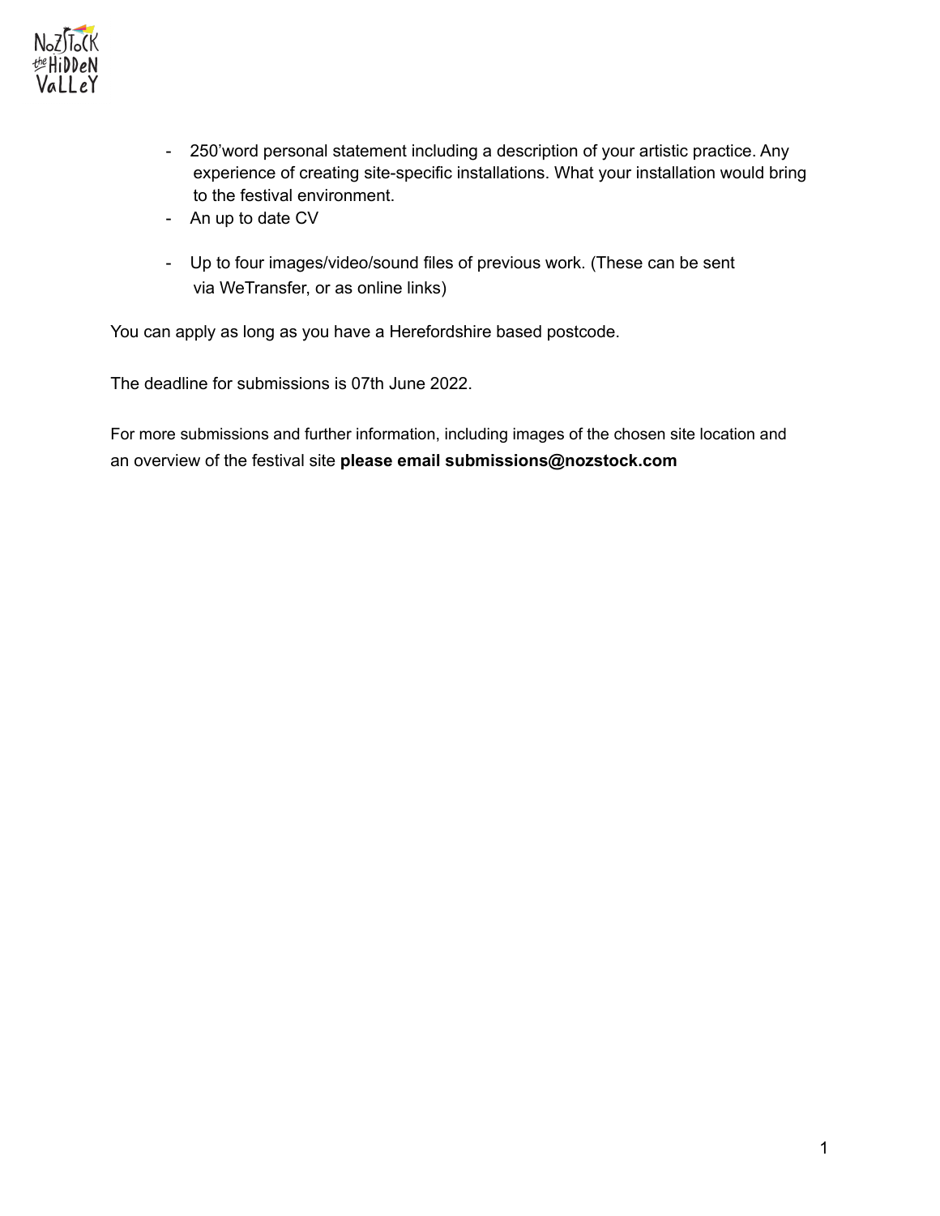- 250'word personal statement including a description of your artistic practice. Any experience of creating site-specific installations. What your installation would bring to the festival environment.
- An up to date CV
- Up to four images/video/sound files of previous work. (These can be sent via WeTransfer, or as online links)

You can apply as long as you have a Herefordshire based postcode.

The deadline for submissions is 07th June 2022.

For more submissions and further information, including images of the chosen site location and an overview of the festival site **please email submissions@nozstock.com**